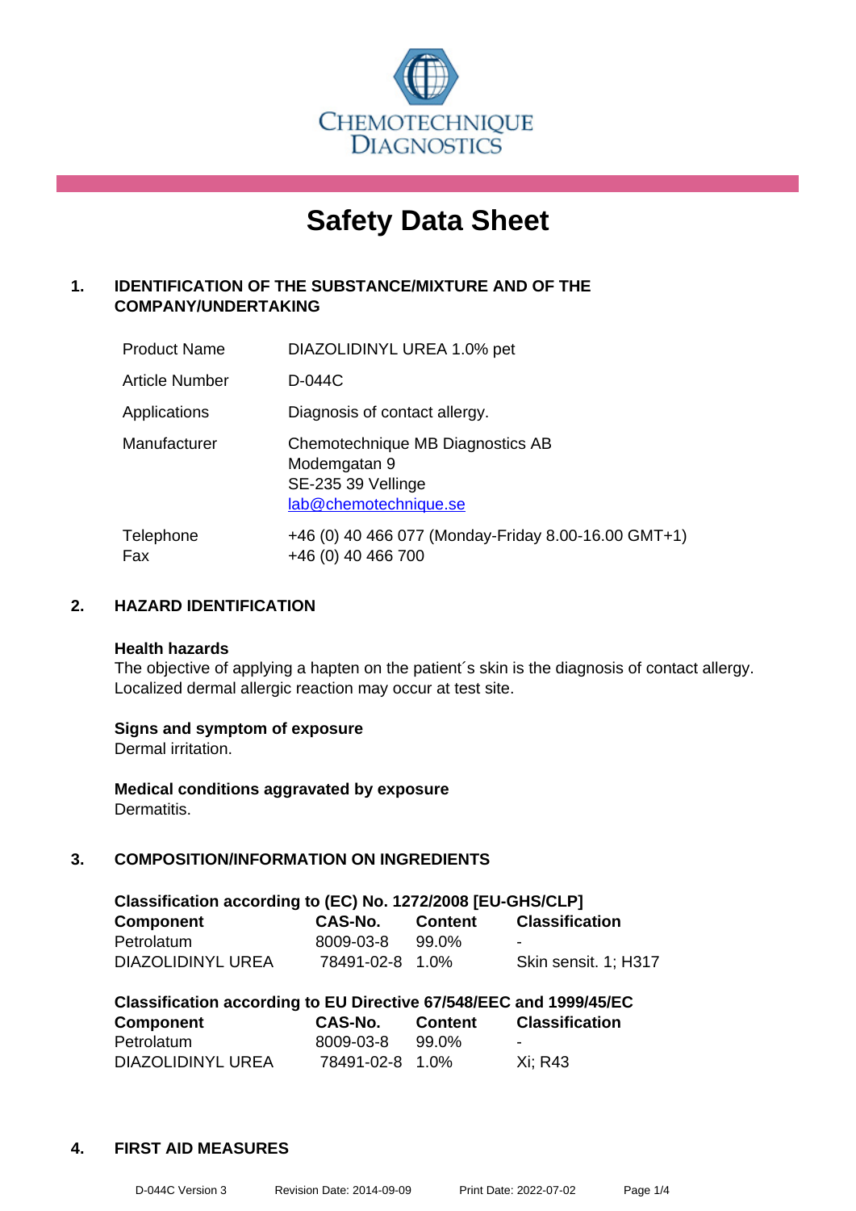CHEMOTECHNIQUE DIAGNOSTICS

# Safety Data Sheet

## 1. IDENTIFICATION OF THE SUBSTANCE/MIXTURE AND OF THE COMPANY/UNDERTAKING

| | |
|---|---|
| Product Name | DIAZOLIDINYL UREA 1.0% pet |
| Article Number | D-044C |
| Applications | Diagnosis of contact allergy. |
| Manufacturer | Chemotechnique MB Diagnostics AB<br>Modemgatan 9<br>SE-235 39 Vellinge<br>lab@chemotechnique.se |
| Telephone<br>Fax | +46 (0) 40 466 077 (Monday-Friday 8.00-16.00 GMT+1)<br>+46 (0) 40 466 700 |

## 2. HAZARD IDENTIFICATION

**Health hazards**
The objective of applying a hapten on the patient´s skin is the diagnosis of contact allergy. Localized dermal allergic reaction may occur at test site.

**Signs and symptom of exposure**
Dermal irritation.

**Medical conditions aggravated by exposure**
Dermatitis.

## 3. COMPOSITION/INFORMATION ON INGREDIENTS

**Classification according to (EC) No. 1272/2008 [EU-GHS/CLP]**

| Component | CAS-No. | Content | Classification |
|---|---|---|---|
| Petrolatum | 8009-03-8 | 99.0% | - |
| DIAZOLIDINYL UREA | 78491-02-8 | 1.0% | Skin sensit. 1; H317 |

**Classification according to EU Directive 67/548/EEC and 1999/45/EC**

| Component | CAS-No. | Content | Classification |
|---|---|---|---|
| Petrolatum | 8009-03-8 | 99.0% | - |
| DIAZOLIDINYL UREA | 78491-02-8 | 1.0% | Xi; R43 |

## 4. FIRST AID MEASURES

D-044C Version 3 Revision Date: 2014-09-09 Print Date: 2022-07-02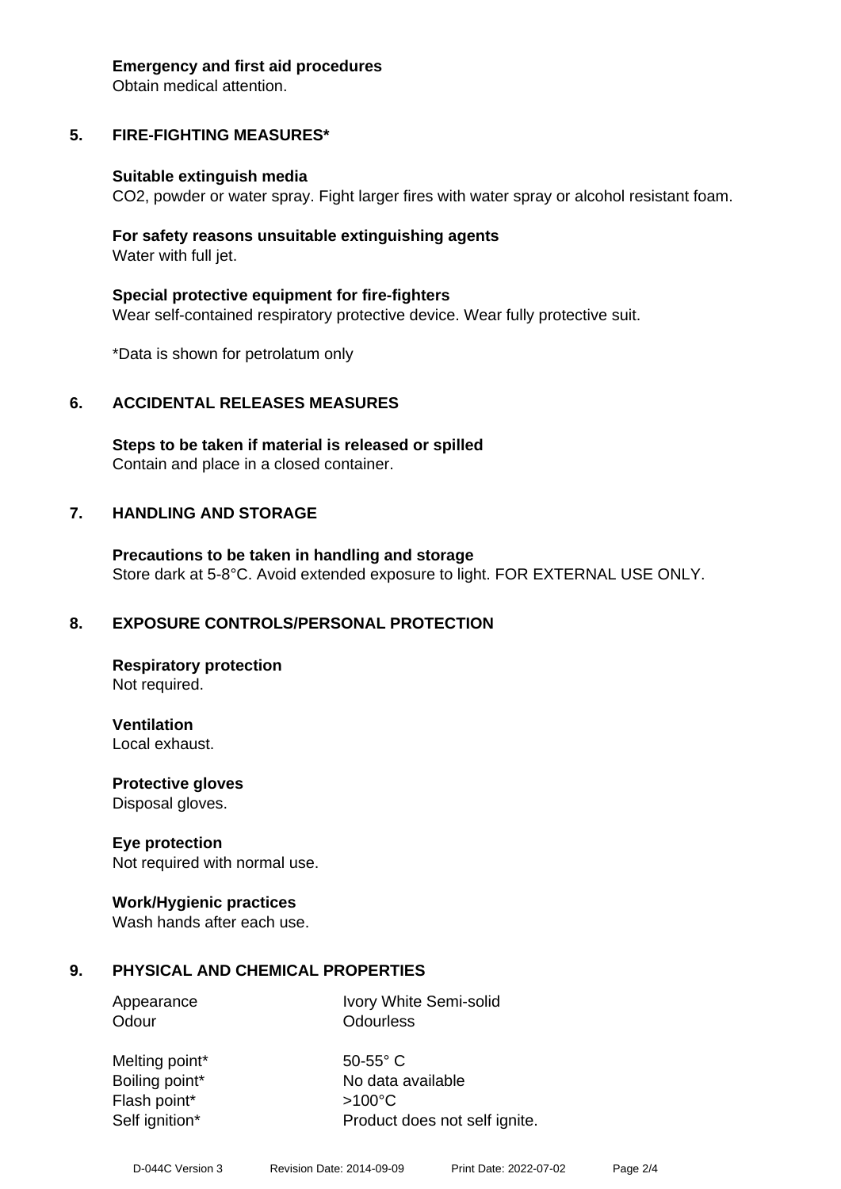**Emergency and first aid procedures**
Obtain medical attention.

## 5. FIRE-FIGHTING MEASURES*

**Suitable extinguish media**
$CO_2$, powder or water spray. Fight larger fires with water spray or alcohol resistant foam.

**For safety reasons unsuitable extinguishing agents**
Water with full jet.

**Special protective equipment for fire-fighters**
Wear self-contained respiratory protective device. Wear fully protective suit.

*Data is shown for petrolatum only

## 6. ACCIDENTAL RELEASES MEASURES

**Steps to be taken if material is released or spilled**
Contain and place in a closed container.

## 7. HANDLING AND STORAGE

**Precautions to be taken in handling and storage**
Store dark at 5-8°C. Avoid extended exposure to light. FOR EXTERNAL USE ONLY.

## 8. EXPOSURE CONTROLS/PERSONAL PROTECTION

**Respiratory protection**
Not required.

**Ventilation**
Local exhaust.

**Protective gloves**
Disposal gloves.

**Eye protection**
Not required with normal use.

**Work/Hygienic practices**
Wash hands after each use.

## 9. PHYSICAL AND CHEMICAL PROPERTIES

| | |
|---|---|
| Appearance | Ivory White Semi-solid |
| Odour | Odourless |
| Melting point* | 50-55° C |
| Boiling point* | No data available |
| Flash point* | >100°C |
| Self ignition* | Product does not self ignite. |

D-044C Version 3 Revision Date: 2014-09-09 Print Date: 2022-07-02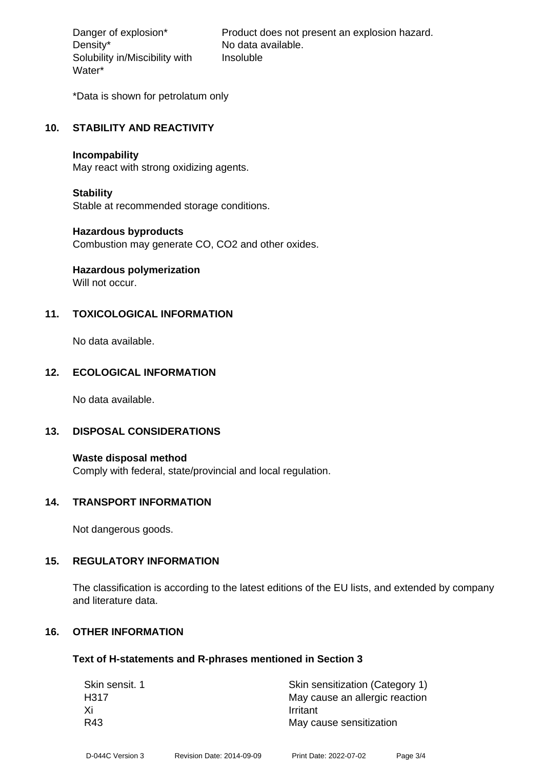| | |
|---|---|
| Danger of explosion* | Product does not present an explosion hazard. |
| Density* | No data available. |
| Solubility in/Miscibility with Water* | Insoluble |

*Data is shown for petrolatum only

## 10. STABILITY AND REACTIVITY

**Incompability**
May react with strong oxidizing agents.

**Stability**
Stable at recommended storage conditions.

**Hazardous byproducts**
Combustion may generate CO, $CO_2$ and other oxides.

**Hazardous polymerization**
Will not occur.

## 11. TOXICOLOGICAL INFORMATION

No data available.

## 12. ECOLOGICAL INFORMATION

No data available.

## 13. DISPOSAL CONSIDERATIONS

**Waste disposal method**
Comply with federal, state/provincial and local regulation.

## 14. TRANSPORT INFORMATION

Not dangerous goods.

## 15. REGULATORY INFORMATION

The classification is according to the latest editions of the EU lists, and extended by company and literature data.

## 16. OTHER INFORMATION

### Text of H-statements and R-phrases mentioned in Section 3

| | |
|---|---|
| Skin sensit. 1 | Skin sensitization (Category 1) |
| H317 | May cause an allergic reaction |
| Xi | Irritant |
| R43 | May cause sensitization |

D-044C Version 3 Revision Date: 2014-09-09 Print Date: 2022-07-02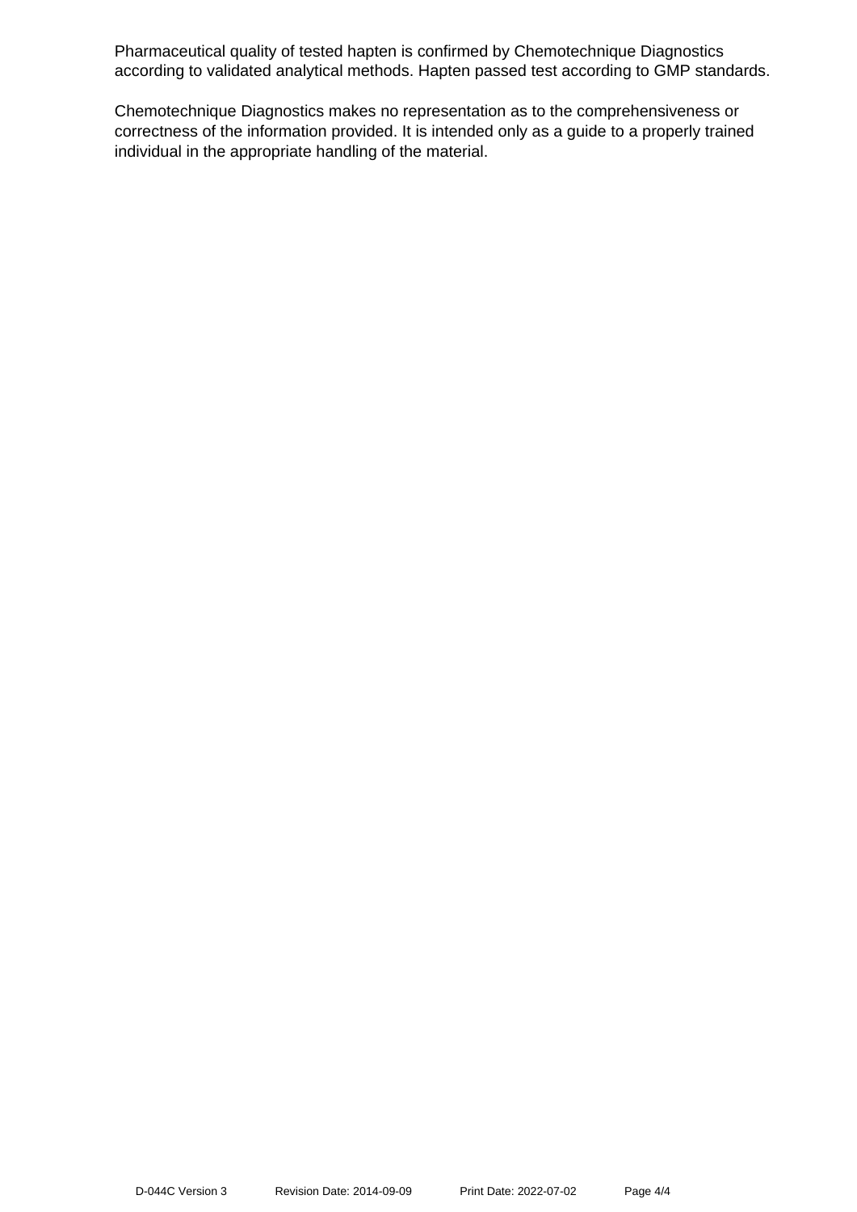Pharmaceutical quality of tested hapten is confirmed by Chemotechnique Diagnostics according to validated analytical methods. Hapten passed test according to GMP standards.

Chemotechnique Diagnostics makes no representation as to the comprehensiveness or correctness of the information provided. It is intended only as a guide to a properly trained individual in the appropriate handling of the material.